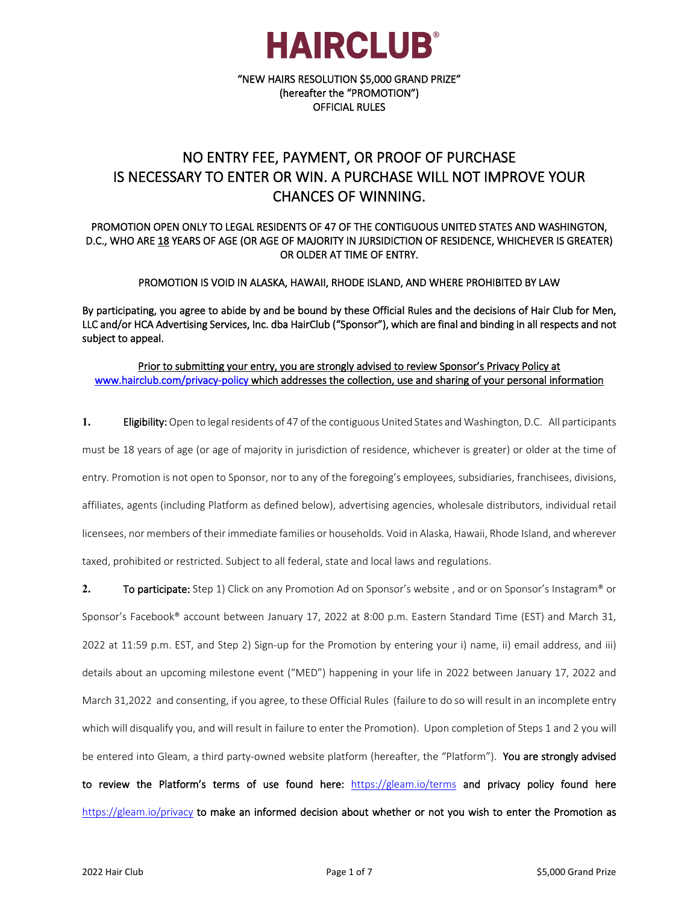# HAIRCLUB®

"NEW HAIRS RESOLUTION $5,000 GRAND PRIZE"
(hereafter the "PROMOTION")
OFFICIAL RULES

## NO ENTRY FEE, PAYMENT, OR PROOF OF PURCHASE IS NECESSARY TO ENTER OR WIN. A PURCHASE WILL NOT IMPROVE YOUR CHANCES OF WINNING.

PROMOTION OPEN ONLY TO LEGAL RESIDENTS OF 47 OF THE CONTIGUOUS UNITED STATES AND WASHINGTON, D.C., WHO ARE 18 YEARS OF AGE (OR AGE OF MAJORITY IN JURSIDICTION OF RESIDENCE, WHICHEVER IS GREATER) OR OLDER AT TIME OF ENTRY.

PROMOTION IS VOID IN ALASKA, HAWAII, RHODE ISLAND, AND WHERE PROHIBITED BY LAW

**By participating, you agree to abide by and be bound by these Official Rules and the decisions of Hair Club for Men, LLC and/or HCA Advertising Services, Inc. dba HairClub ("Sponsor"), which are final and binding in all respects and not subject to appeal.**

Prior to submitting your entry, you are strongly advised to review Sponsor's Privacy Policy at www.hairclub.com/privacy-policy which addresses the collection, use and sharing of your personal information

**1. Eligibility:** Open to legal residents of 47 of the contiguous United States and Washington, D.C. All participants must be 18 years of age (or age of majority in jurisdiction of residence, whichever is greater) or older at the time of entry. Promotion is not open to Sponsor, nor to any of the foregoing's employees, subsidiaries, franchisees, divisions, affiliates, agents (including Platform as defined below), advertising agencies, wholesale distributors, individual retail licensees, nor members of their immediate families or households. Void in Alaska, Hawaii, Rhode Island, and wherever taxed, prohibited or restricted. Subject to all federal, state and local laws and regulations.

**2. To participate:** Step 1) Click on any Promotion Ad on Sponsor's website , and or on Sponsor's Instagram® or Sponsor's Facebook® account between January 17, 2022 at 8:00 p.m. Eastern Standard Time (EST) and March 31, 2022 at 11:59 p.m. EST, and Step 2) Sign-up for the Promotion by entering your i) name, ii) email address, and iii) details about an upcoming milestone event ("MED") happening in your life in 2022 between January 17, 2022 and March 31,2022 and consenting, if you agree, to these Official Rules (failure to do so will result in an incomplete entry which will disqualify you, and will result in failure to enter the Promotion). Upon completion of Steps 1 and 2 you will be entered into Gleam, a third party-owned website platform (hereafter, the "Platform"). **You are strongly advised to review the Platform's terms of use found here: https://gleam.io/terms and privacy policy found here https://gleam.io/privacy to make an informed decision about whether or not you wish to enter the Promotion as**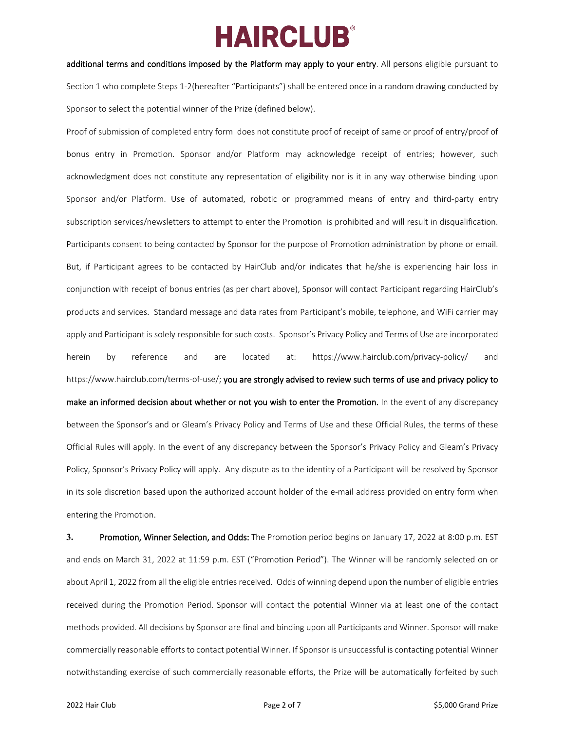**additional terms and conditions imposed by the Platform may apply to your entry**. All persons eligible pursuant to Section 1 who complete Steps 1-2(hereafter "Participants") shall be entered once in a random drawing conducted by Sponsor to select the potential winner of the Prize (defined below).

Proof of submission of completed entry form does not constitute proof of receipt of same or proof of entry/proof of bonus entry in Promotion. Sponsor and/or Platform may acknowledge receipt of entries; however, such acknowledgment does not constitute any representation of eligibility nor is it in any way otherwise binding upon Sponsor and/or Platform. Use of automated, robotic or programmed means of entry and third-party entry subscription services/newsletters to attempt to enter the Promotion is prohibited and will result in disqualification. Participants consent to being contacted by Sponsor for the purpose of Promotion administration by phone or email. But, if Participant agrees to be contacted by HairClub and/or indicates that he/she is experiencing hair loss in conjunction with receipt of bonus entries (as per chart above), Sponsor will contact Participant regarding HairClub's products and services. Standard message and data rates from Participant's mobile, telephone, and WiFi carrier may apply and Participant is solely responsible for such costs. Sponsor's Privacy Policy and Terms of Use are incorporated herein by reference and are located at: https://www.hairclub.com/privacy-policy/ and https://www.hairclub.com/terms-of-use/; **you are strongly advised to review such terms of use and privacy policy to make an informed decision about whether or not you wish to enter the Promotion.** In the event of any discrepancy between the Sponsor's and or Gleam's Privacy Policy and Terms of Use and these Official Rules, the terms of these Official Rules will apply. In the event of any discrepancy between the Sponsor's Privacy Policy and Gleam's Privacy Policy, Sponsor's Privacy Policy will apply. Any dispute as to the identity of a Participant will be resolved by Sponsor in its sole discretion based upon the authorized account holder of the e-mail address provided on entry form when entering the Promotion.

**3. Promotion, Winner Selection, and Odds:** The Promotion period begins on January 17, 2022 at 8:00 p.m. EST and ends on March 31, 2022 at 11:59 p.m. EST ("Promotion Period"). The Winner will be randomly selected on or about April 1, 2022 from all the eligible entries received. Odds of winning depend upon the number of eligible entries received during the Promotion Period. Sponsor will contact the potential Winner via at least one of the contact methods provided. All decisions by Sponsor are final and binding upon all Participants and Winner. Sponsor will make commercially reasonable efforts to contact potential Winner. If Sponsor is unsuccessful is contacting potential Winner notwithstanding exercise of such commercially reasonable efforts, the Prize will be automatically forfeited by such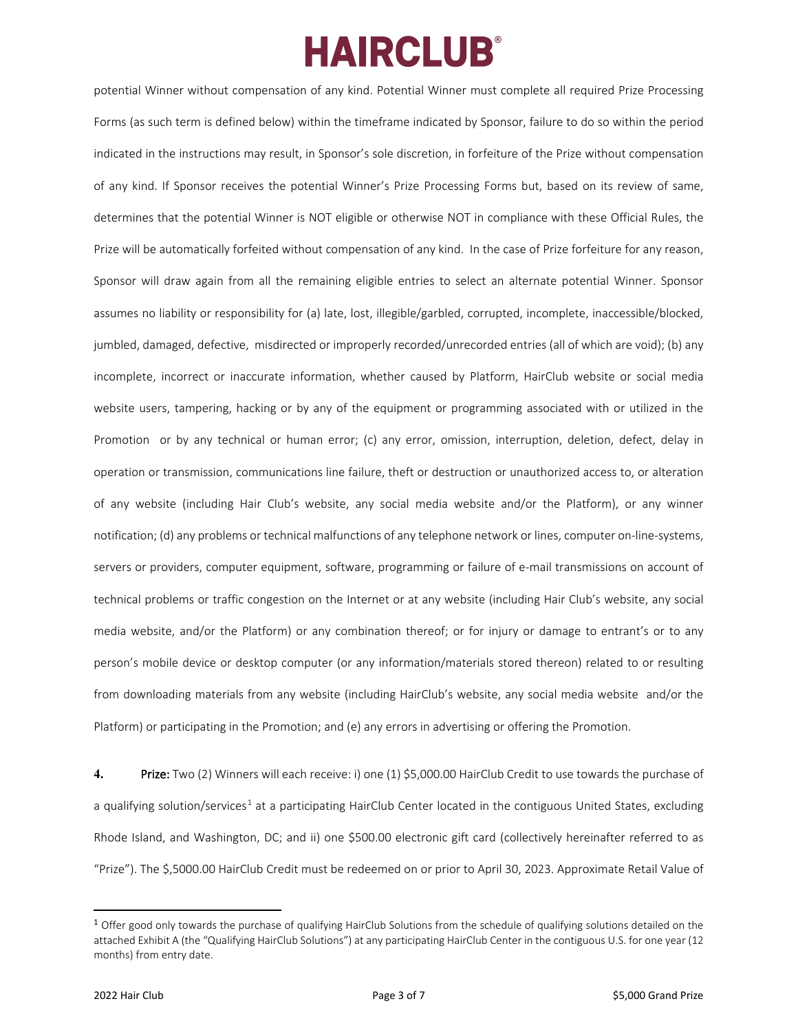potential Winner without compensation of any kind. Potential Winner must complete all required Prize Processing Forms (as such term is defined below) within the timeframe indicated by Sponsor, failure to do so within the period indicated in the instructions may result, in Sponsor's sole discretion, in forfeiture of the Prize without compensation of any kind. If Sponsor receives the potential Winner's Prize Processing Forms but, based on its review of same, determines that the potential Winner is NOT eligible or otherwise NOT in compliance with these Official Rules, the Prize will be automatically forfeited without compensation of any kind. In the case of Prize forfeiture for any reason, Sponsor will draw again from all the remaining eligible entries to select an alternate potential Winner. Sponsor assumes no liability or responsibility for (a) late, lost, illegible/garbled, corrupted, incomplete, inaccessible/blocked, jumbled, damaged, defective, misdirected or improperly recorded/unrecorded entries (all of which are void); (b) any incomplete, incorrect or inaccurate information, whether caused by Platform, HairClub website or social media website users, tampering, hacking or by any of the equipment or programming associated with or utilized in the Promotion or by any technical or human error; (c) any error, omission, interruption, deletion, defect, delay in operation or transmission, communications line failure, theft or destruction or unauthorized access to, or alteration of any website (including Hair Club's website, any social media website and/or the Platform), or any winner notification; (d) any problems or technical malfunctions of any telephone network or lines, computer on-line-systems, servers or providers, computer equipment, software, programming or failure of e-mail transmissions on account of technical problems or traffic congestion on the Internet or at any website (including Hair Club's website, any social media website, and/or the Platform) or any combination thereof; or for injury or damage to entrant's or to any person's mobile device or desktop computer (or any information/materials stored thereon) related to or resulting from downloading materials from any website (including HairClub's website, any social media website and/or the Platform) or participating in the Promotion; and (e) any errors in advertising or offering the Promotion.

**4. Prize:** Two (2) Winners will each receive: i) one (1) $5,000.00 HairClub Credit to use towards the purchase of a qualifying solution/services[1] at a participating HairClub Center located in the contiguous United States, excluding Rhode Island, and Washington, DC; and ii) one $500.00 electronic gift card (collectively hereinafter referred to as "Prize"). The $,5000.00 HairClub Credit must be redeemed on or prior to April 30, 2023. Approximate Retail Value of

---

[1] Offer good only towards the purchase of qualifying HairClub Solutions from the schedule of qualifying solutions detailed on the attached Exhibit A (the "Qualifying HairClub Solutions") at any participating HairClub Center in the contiguous U.S. for one year (12 months) from entry date.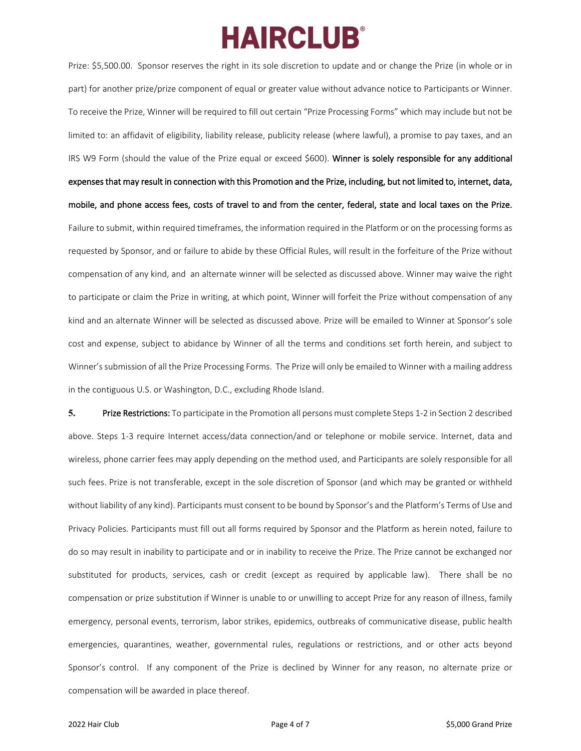Prize: $5,500.00. Sponsor reserves the right in its sole discretion to update and or change the Prize (in whole or in part) for another prize/prize component of equal or greater value without advance notice to Participants or Winner. To receive the Prize, Winner will be required to fill out certain "Prize Processing Forms" which may include but not be limited to: an affidavit of eligibility, liability release, publicity release (where lawful), a promise to pay taxes, and an IRS W9 Form (should the value of the Prize equal or exceed $600). **Winner is solely responsible for any additional expenses that may result in connection with this Promotion and the Prize, including, but not limited to, internet, data, mobile, and phone access fees, costs of travel to and from the center, federal, state and local taxes on the Prize.** Failure to submit, within required timeframes, the information required in the Platform or on the processing forms as requested by Sponsor, and or failure to abide by these Official Rules, will result in the forfeiture of the Prize without compensation of any kind, and an alternate winner will be selected as discussed above. Winner may waive the right to participate or claim the Prize in writing, at which point, Winner will forfeit the Prize without compensation of any kind and an alternate Winner will be selected as discussed above. Prize will be emailed to Winner at Sponsor's sole cost and expense, subject to abidance by Winner of all the terms and conditions set forth herein, and subject to Winner's submission of all the Prize Processing Forms. The Prize will only be emailed to Winner with a mailing address in the contiguous U.S. or Washington, D.C., excluding Rhode Island.

**5. Prize Restrictions:** To participate in the Promotion all persons must complete Steps 1-2 in Section 2 described above. Steps 1-3 require Internet access/data connection/and or telephone or mobile service. Internet, data and wireless, phone carrier fees may apply depending on the method used, and Participants are solely responsible for all such fees. Prize is not transferable, except in the sole discretion of Sponsor (and which may be granted or withheld without liability of any kind). Participants must consent to be bound by Sponsor's and the Platform's Terms of Use and Privacy Policies. Participants must fill out all forms required by Sponsor and the Platform as herein noted, failure to do so may result in inability to participate and or in inability to receive the Prize. The Prize cannot be exchanged nor substituted for products, services, cash or credit (except as required by applicable law). There shall be no compensation or prize substitution if Winner is unable to or unwilling to accept Prize for any reason of illness, family emergency, personal events, terrorism, labor strikes, epidemics, outbreaks of communicative disease, public health emergencies, quarantines, weather, governmental rules, regulations or restrictions, and or other acts beyond Sponsor's control. If any component of the Prize is declined by Winner for any reason, no alternate prize or compensation will be awarded in place thereof.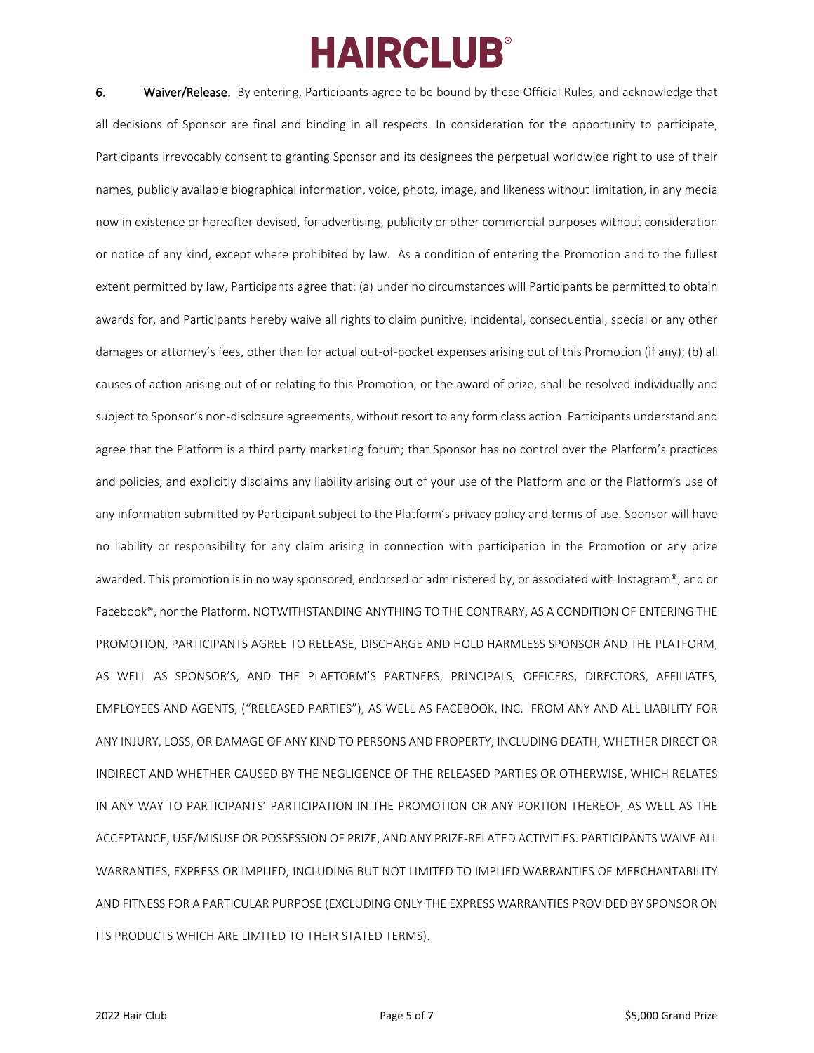**6. Waiver/Release.** By entering, Participants agree to be bound by these Official Rules, and acknowledge that all decisions of Sponsor are final and binding in all respects. In consideration for the opportunity to participate, Participants irrevocably consent to granting Sponsor and its designees the perpetual worldwide right to use of their names, publicly available biographical information, voice, photo, image, and likeness without limitation, in any media now in existence or hereafter devised, for advertising, publicity or other commercial purposes without consideration or notice of any kind, except where prohibited by law. As a condition of entering the Promotion and to the fullest extent permitted by law, Participants agree that: (a) under no circumstances will Participants be permitted to obtain awards for, and Participants hereby waive all rights to claim punitive, incidental, consequential, special or any other damages or attorney's fees, other than for actual out-of-pocket expenses arising out of this Promotion (if any); (b) all causes of action arising out of or relating to this Promotion, or the award of prize, shall be resolved individually and subject to Sponsor's non-disclosure agreements, without resort to any form class action. Participants understand and agree that the Platform is a third party marketing forum; that Sponsor has no control over the Platform's practices and policies, and explicitly disclaims any liability arising out of your use of the Platform and or the Platform's use of any information submitted by Participant subject to the Platform's privacy policy and terms of use. Sponsor will have no liability or responsibility for any claim arising in connection with participation in the Promotion or any prize awarded. This promotion is in no way sponsored, endorsed or administered by, or associated with Instagram®, and or Facebook®, nor the Platform. NOTWITHSTANDING ANYTHING TO THE CONTRARY, AS A CONDITION OF ENTERING THE PROMOTION, PARTICIPANTS AGREE TO RELEASE, DISCHARGE AND HOLD HARMLESS SPONSOR AND THE PLATFORM, AS WELL AS SPONSOR'S, AND THE PLAFTORM'S PARTNERS, PRINCIPALS, OFFICERS, DIRECTORS, AFFILIATES, EMPLOYEES AND AGENTS, ("RELEASED PARTIES"), AS WELL AS FACEBOOK, INC. FROM ANY AND ALL LIABILITY FOR ANY INJURY, LOSS, OR DAMAGE OF ANY KIND TO PERSONS AND PROPERTY, INCLUDING DEATH, WHETHER DIRECT OR INDIRECT AND WHETHER CAUSED BY THE NEGLIGENCE OF THE RELEASED PARTIES OR OTHERWISE, WHICH RELATES IN ANY WAY TO PARTICIPANTS' PARTICIPATION IN THE PROMOTION OR ANY PORTION THEREOF, AS WELL AS THE ACCEPTANCE, USE/MISUSE OR POSSESSION OF PRIZE, AND ANY PRIZE-RELATED ACTIVITIES. PARTICIPANTS WAIVE ALL WARRANTIES, EXPRESS OR IMPLIED, INCLUDING BUT NOT LIMITED TO IMPLIED WARRANTIES OF MERCHANTABILITY AND FITNESS FOR A PARTICULAR PURPOSE (EXCLUDING ONLY THE EXPRESS WARRANTIES PROVIDED BY SPONSOR ON ITS PRODUCTS WHICH ARE LIMITED TO THEIR STATED TERMS).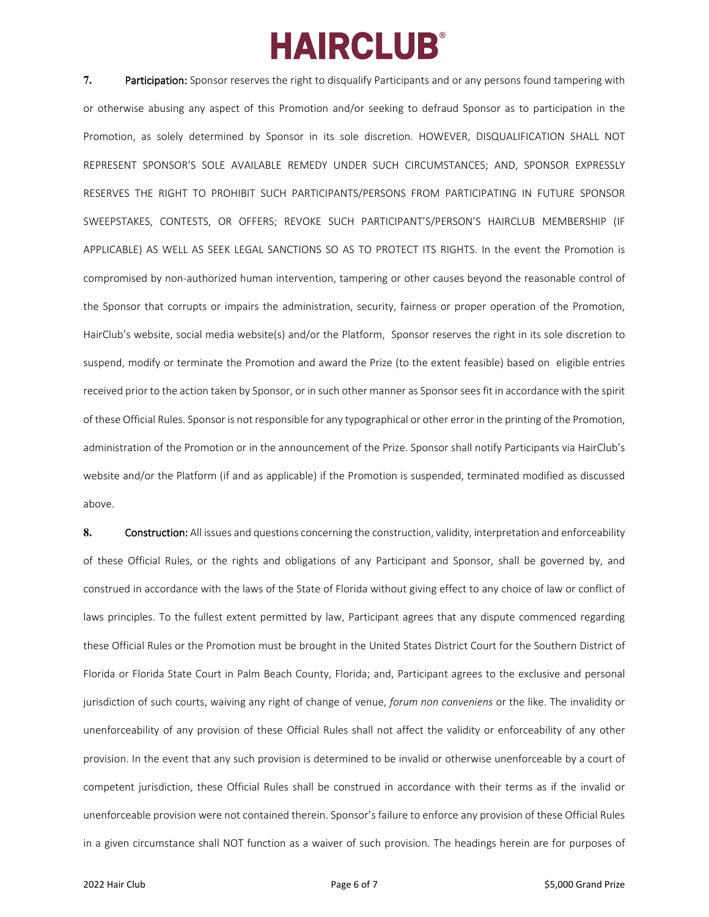**7. Participation:** Sponsor reserves the right to disqualify Participants and or any persons found tampering with or otherwise abusing any aspect of this Promotion and/or seeking to defraud Sponsor as to participation in the Promotion, as solely determined by Sponsor in its sole discretion. HOWEVER, DISQUALIFICATION SHALL NOT REPRESENT SPONSOR'S SOLE AVAILABLE REMEDY UNDER SUCH CIRCUMSTANCES; AND, SPONSOR EXPRESSLY RESERVES THE RIGHT TO PROHIBIT SUCH PARTICIPANTS/PERSONS FROM PARTICIPATING IN FUTURE SPONSOR SWEEPSTAKES, CONTESTS, OR OFFERS; REVOKE SUCH PARTICIPANT'S/PERSON'S HAIRCLUB MEMBERSHIP (IF APPLICABLE) AS WELL AS SEEK LEGAL SANCTIONS SO AS TO PROTECT ITS RIGHTS. In the event the Promotion is compromised by non-authorized human intervention, tampering or other causes beyond the reasonable control of the Sponsor that corrupts or impairs the administration, security, fairness or proper operation of the Promotion, HairClub's website, social media website(s) and/or the Platform, Sponsor reserves the right in its sole discretion to suspend, modify or terminate the Promotion and award the Prize (to the extent feasible) based on eligible entries received prior to the action taken by Sponsor, or in such other manner as Sponsor sees fit in accordance with the spirit of these Official Rules. Sponsor is not responsible for any typographical or other error in the printing of the Promotion, administration of the Promotion or in the announcement of the Prize. Sponsor shall notify Participants via HairClub's website and/or the Platform (if and as applicable) if the Promotion is suspended, terminated modified as discussed above.

**8. Construction:** All issues and questions concerning the construction, validity, interpretation and enforceability of these Official Rules, or the rights and obligations of any Participant and Sponsor, shall be governed by, and construed in accordance with the laws of the State of Florida without giving effect to any choice of law or conflict of laws principles. To the fullest extent permitted by law, Participant agrees that any dispute commenced regarding these Official Rules or the Promotion must be brought in the United States District Court for the Southern District of Florida or Florida State Court in Palm Beach County, Florida; and, Participant agrees to the exclusive and personal jurisdiction of such courts, waiving any right of change of venue, *forum non conveniens* or the like. The invalidity or unenforceability of any provision of these Official Rules shall not affect the validity or enforceability of any other provision. In the event that any such provision is determined to be invalid or otherwise unenforceable by a court of competent jurisdiction, these Official Rules shall be construed in accordance with their terms as if the invalid or unenforceable provision were not contained therein. Sponsor's failure to enforce any provision of these Official Rules in a given circumstance shall NOT function as a waiver of such provision. The headings herein are for purposes of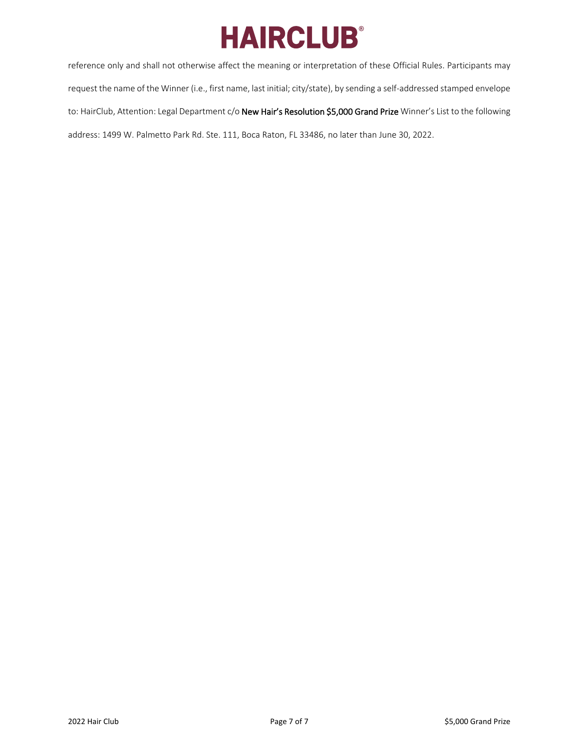reference only and shall not otherwise affect the meaning or interpretation of these Official Rules. Participants may request the name of the Winner (i.e., first name, last initial; city/state), by sending a self-addressed stamped envelope to: HairClub, Attention: Legal Department c/o **New Hair's Resolution $5,000 Grand Prize** Winner's List to the following address: 1499 W. Palmetto Park Rd. Ste. 111, Boca Raton, FL 33486, no later than June 30, 2022.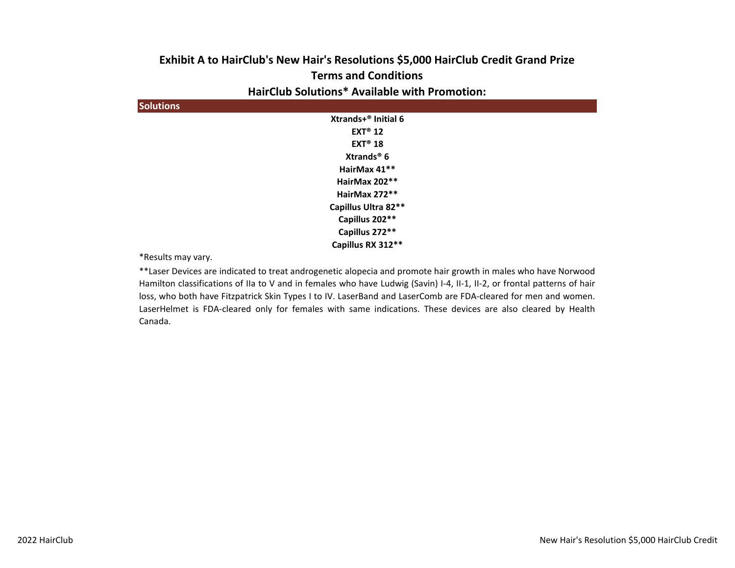# Exhibit A to HairClub's New Hair's Resolutions $5,000 HairClub Credit Grand Prize Terms and Conditions

## HairClub Solutions* Available with Promotion:

| Solutions |
| --- |
| **Xtrands+® Initial 6** |
| **EXT® 12** |
| **EXT® 18** |
| **Xtrands® 6** |
| **HairMax 41**** |
| **HairMax 202**** |
| **HairMax 272**** |
| **Capillus Ultra 82**** |
| **Capillus 202**** |
| **Capillus 272**** |
| **Capillus RX 312**** |

*Results may vary.

**Laser Devices are indicated to treat androgenetic alopecia and promote hair growth in males who have Norwood Hamilton classifications of IIa to V and in females who have Ludwig (Savin) I-4, II-1, II-2, or frontal patterns of hair loss, who both have Fitzpatrick Skin Types I to IV. LaserBand and LaserComb are FDA-cleared for men and women. LaserHelmet is FDA-cleared only for females with same indications. These devices are also cleared by Health Canada.